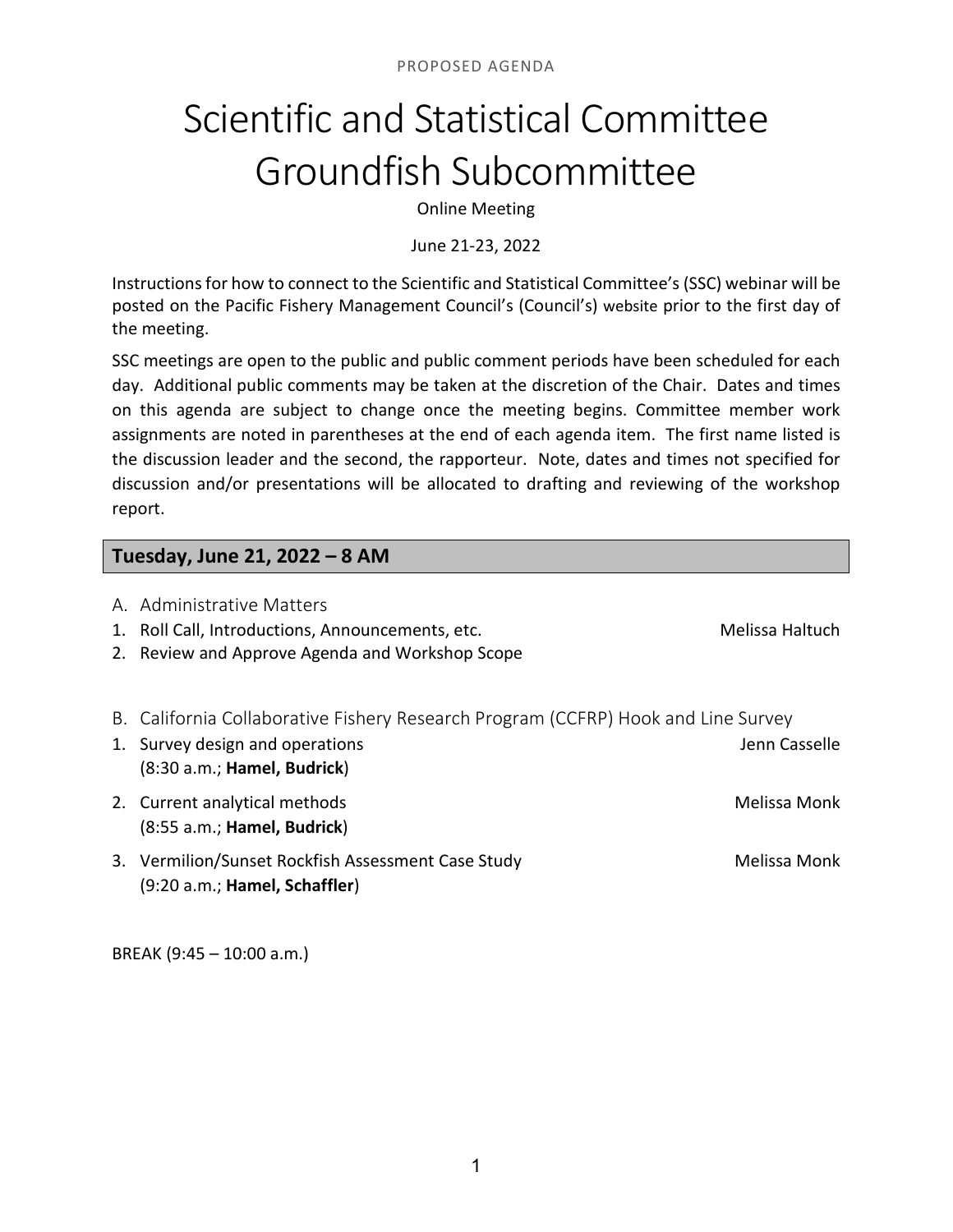PROPOSED AGENDA

# Scientific and Statistical Committee Groundfish Subcommittee

Online Meeting

June 21-23, 2022

Instructions for how to connect to the Scientific and Statistical Committee's (SSC) webinar will be posted on the Pacific Fishery Management Council's (Council's) website prior to the first day of the meeting.

SSC meetings are open to the public and public comment periods have been scheduled for each day. Additional public comments may be taken at the discretion of the Chair. Dates and times on this agenda are subject to change once the meeting begins. Committee member work assignments are noted in parentheses at the end of each agenda item. The first name listed is the discussion leader and the second, the rapporteur. Note, dates and times not specified for discussion and/or presentations will be allocated to drafting and reviewing of the workshop report.

## Tuesday, June 21, 2022 – 8 AM

### A. Administrative Matters

1. Roll Call, Introductions, Announcements, etc. — Melissa Haltuch
2. Review and Approve Agenda and Workshop Scope

### B. California Collaborative Fishery Research Program (CCFRP) Hook and Line Survey

1. Survey design and operations — Jenn Casselle
   (8:30 a.m.; **Hamel, Budrick**)
2. Current analytical methods — Melissa Monk
   (8:55 a.m.; **Hamel, Budrick**)
3. Vermilion/Sunset Rockfish Assessment Case Study — Melissa Monk
   (9:20 a.m.; **Hamel, Schaffler**)

BREAK (9:45 – 10:00 a.m.)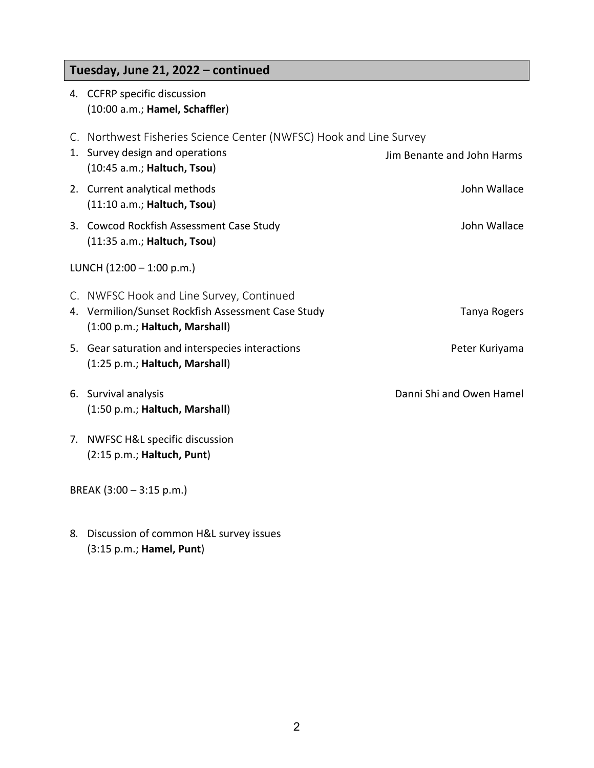## Tuesday, June 21, 2022 – continued

4. CCFRP specific discussion
   (10:00 a.m.; **Hamel, Schaffler**)

C. Northwest Fisheries Science Center (NWFSC) Hook and Line Survey

1. Survey design and operations — Jim Benante and John Harms
   (10:45 a.m.; **Haltuch, Tsou**)
2. Current analytical methods — John Wallace
   (11:10 a.m.; **Haltuch, Tsou**)
3. Cowcod Rockfish Assessment Case Study — John Wallace
   (11:35 a.m.; **Haltuch, Tsou**)

LUNCH (12:00 – 1:00 p.m.)

C. NWFSC Hook and Line Survey, Continued

4. Vermilion/Sunset Rockfish Assessment Case Study — Tanya Rogers
   (1:00 p.m.; **Haltuch, Marshall**)
5. Gear saturation and interspecies interactions — Peter Kuriyama
   (1:25 p.m.; **Haltuch, Marshall**)
6. Survival analysis — Danni Shi and Owen Hamel
   (1:50 p.m.; **Haltuch, Marshall**)
7. NWFSC H&L specific discussion
   (2:15 p.m.; **Haltuch, Punt**)

BREAK (3:00 – 3:15 p.m.)

8. Discussion of common H&L survey issues
   (3:15 p.m.; **Hamel, Punt**)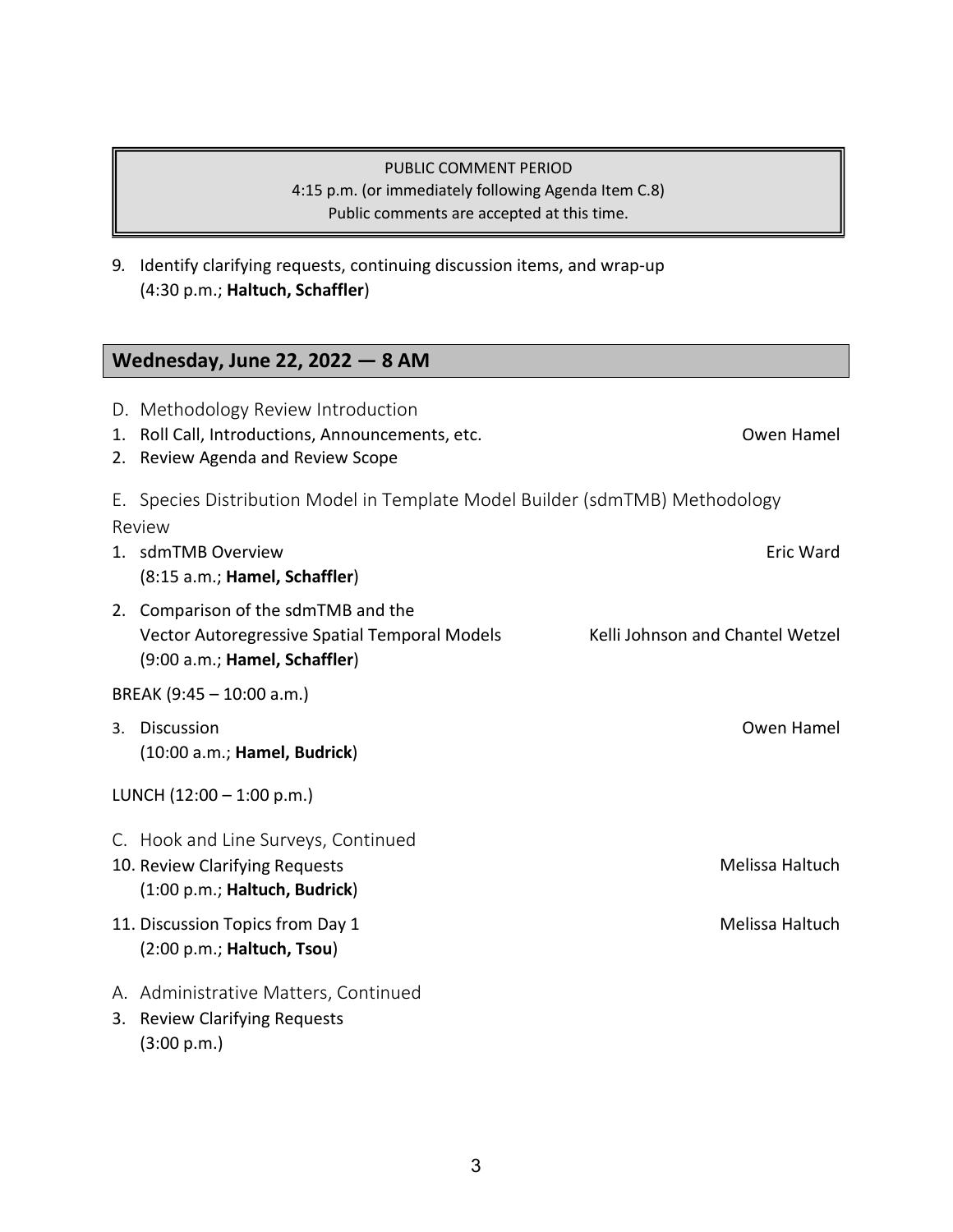PUBLIC COMMENT PERIOD
4:15 p.m. (or immediately following Agenda Item C.8)
Public comments are accepted at this time.

9. Identify clarifying requests, continuing discussion items, and wrap-up
   (4:30 p.m.; **Haltuch, Schaffler**)

## Wednesday, June 22, 2022 — 8 AM

D. Methodology Review Introduction

1. Roll Call, Introductions, Announcements, etc. — Owen Hamel
2. Review Agenda and Review Scope

E. Species Distribution Model in Template Model Builder (sdmTMB) Methodology Review

1. sdmTMB Overview — Eric Ward
   (8:15 a.m.; **Hamel, Schaffler**)
2. Comparison of the sdmTMB and the Vector Autoregressive Spatial Temporal Models — Kelli Johnson and Chantel Wetzel
   (9:00 a.m.; **Hamel, Schaffler**)

BREAK (9:45 – 10:00 a.m.)

3. Discussion — Owen Hamel
   (10:00 a.m.; **Hamel, Budrick**)

LUNCH (12:00 – 1:00 p.m.)

C. Hook and Line Surveys, Continued

10. Review Clarifying Requests — Melissa Haltuch
    (1:00 p.m.; **Haltuch, Budrick**)
11. Discussion Topics from Day 1 — Melissa Haltuch
    (2:00 p.m.; **Haltuch, Tsou**)

A. Administrative Matters, Continued

3. Review Clarifying Requests
   (3:00 p.m.)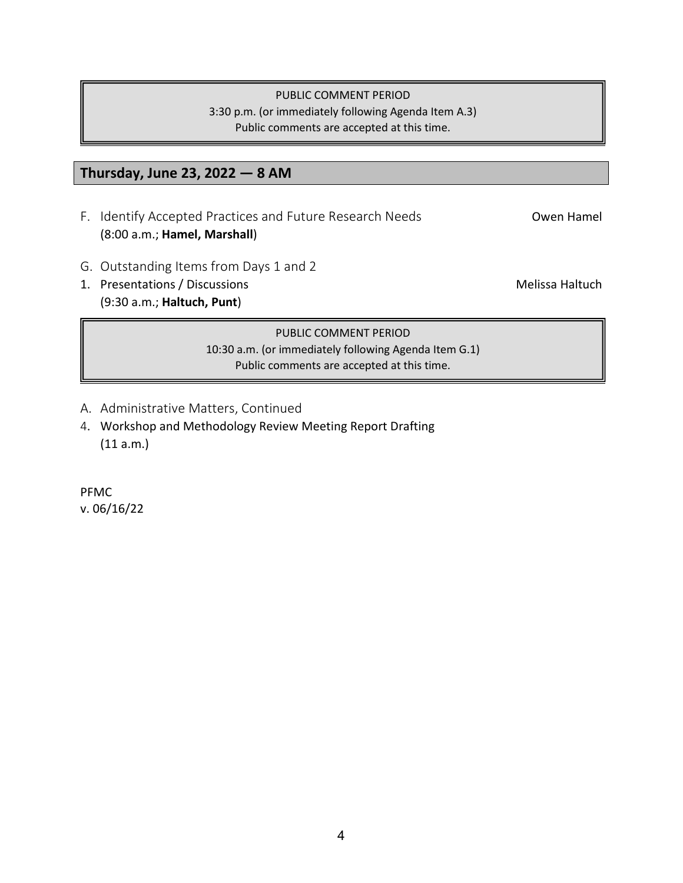PUBLIC COMMENT PERIOD

3:30 p.m. (or immediately following Agenda Item A.3)

Public comments are accepted at this time.

## Thursday, June 23, 2022 — 8 AM

F. Identify Accepted Practices and Future Research Needs — Owen Hamel
(8:00 a.m.; **Hamel, Marshall**)

G. Outstanding Items from Days 1 and 2

1. Presentations / Discussions — Melissa Haltuch
(9:30 a.m.; **Haltuch, Punt**)

PUBLIC COMMENT PERIOD

10:30 a.m. (or immediately following Agenda Item G.1)

Public comments are accepted at this time.

A. Administrative Matters, Continued

4. Workshop and Methodology Review Meeting Report Drafting
(11 a.m.)

PFMC
v. 06/16/22